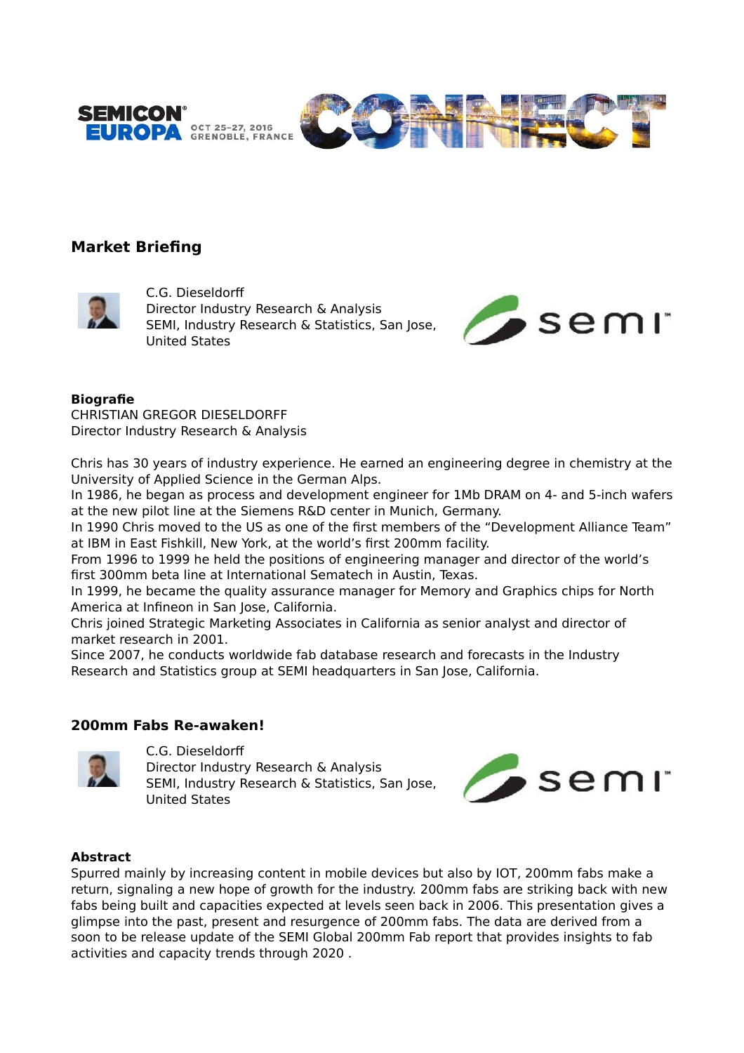SEMICON® EUROPA OCT 25-27, 2016 GRENOBLE, FRANCE CONNECT

## Market Briefing

C.G. Dieseldorff
Director Industry Research & Analysis
SEMI, Industry Research & Statistics, San Jose, United States

**Biografie**
CHRISTIAN GREGOR DIESELDORFF
Director Industry Research & Analysis

Chris has 30 years of industry experience. He earned an engineering degree in chemistry at the University of Applied Science in the German Alps.
In 1986, he began as process and development engineer for 1Mb DRAM on 4- and 5-inch wafers at the new pilot line at the Siemens R&D center in Munich, Germany.
In 1990 Chris moved to the US as one of the first members of the "Development Alliance Team" at IBM in East Fishkill, New York, at the world's first 200mm facility.
From 1996 to 1999 he held the positions of engineering manager and director of the world's first 300mm beta line at International Sematech in Austin, Texas.
In 1999, he became the quality assurance manager for Memory and Graphics chips for North America at Infineon in San Jose, California.
Chris joined Strategic Marketing Associates in California as senior analyst and director of market research in 2001.
Since 2007, he conducts worldwide fab database research and forecasts in the Industry Research and Statistics group at SEMI headquarters in San Jose, California.

## 200mm Fabs Re-awaken!

C.G. Dieseldorff
Director Industry Research & Analysis
SEMI, Industry Research & Statistics, San Jose, United States

**Abstract**
Spurred mainly by increasing content in mobile devices but also by IOT, 200mm fabs make a return, signaling a new hope of growth for the industry. 200mm fabs are striking back with new fabs being built and capacities expected at levels seen back in 2006. This presentation gives a glimpse into the past, present and resurgence of 200mm fabs. The data are derived from a soon to be release update of the SEMI Global 200mm Fab report that provides insights to fab activities and capacity trends through 2020 .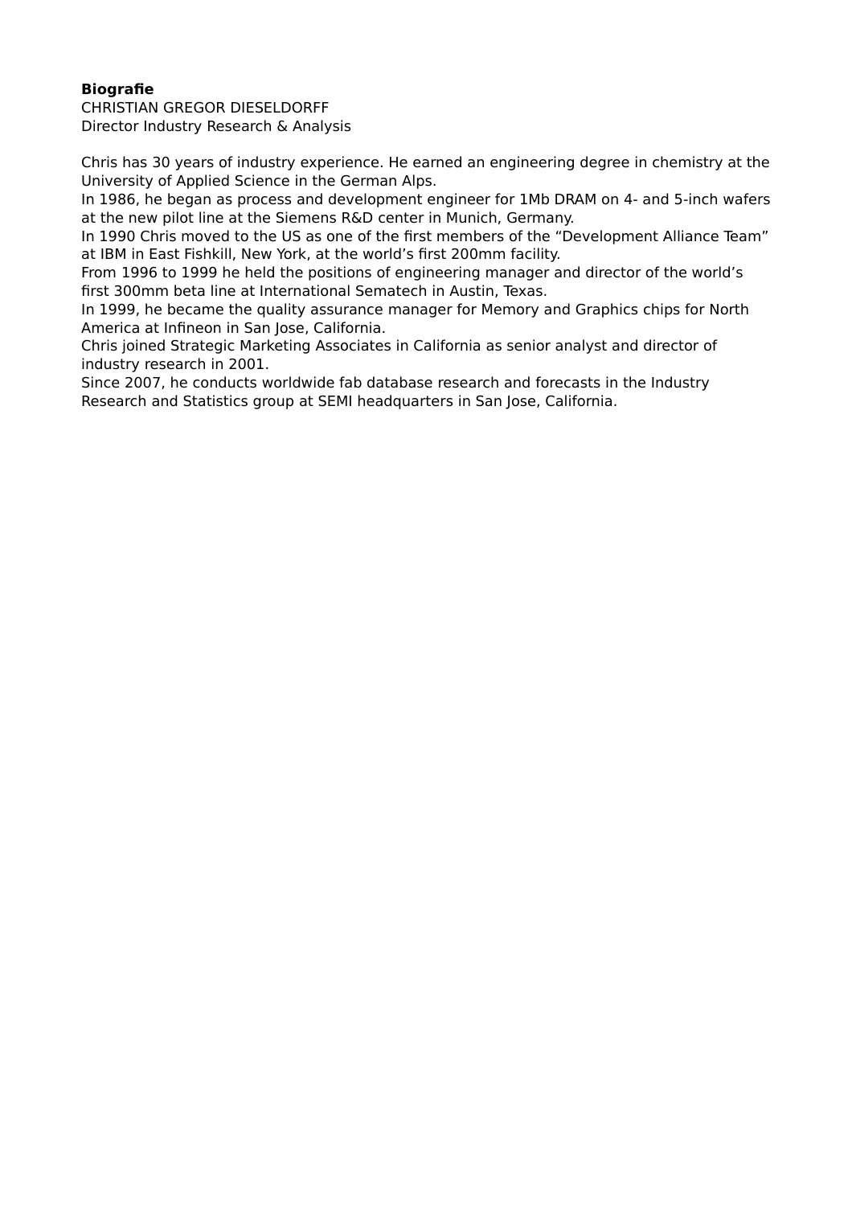**Biografie**

CHRISTIAN GREGOR DIESELDORFF
Director Industry Research & Analysis

Chris has 30 years of industry experience. He earned an engineering degree in chemistry at the University of Applied Science in the German Alps.
In 1986, he began as process and development engineer for 1Mb DRAM on 4- and 5-inch wafers at the new pilot line at the Siemens R&D center in Munich, Germany.
In 1990 Chris moved to the US as one of the first members of the “Development Alliance Team” at IBM in East Fishkill, New York, at the world’s first 200mm facility.
From 1996 to 1999 he held the positions of engineering manager and director of the world’s first 300mm beta line at International Sematech in Austin, Texas.
In 1999, he became the quality assurance manager for Memory and Graphics chips for North America at Infineon in San Jose, California.
Chris joined Strategic Marketing Associates in California as senior analyst and director of industry research in 2001.
Since 2007, he conducts worldwide fab database research and forecasts in the Industry Research and Statistics group at SEMI headquarters in San Jose, California.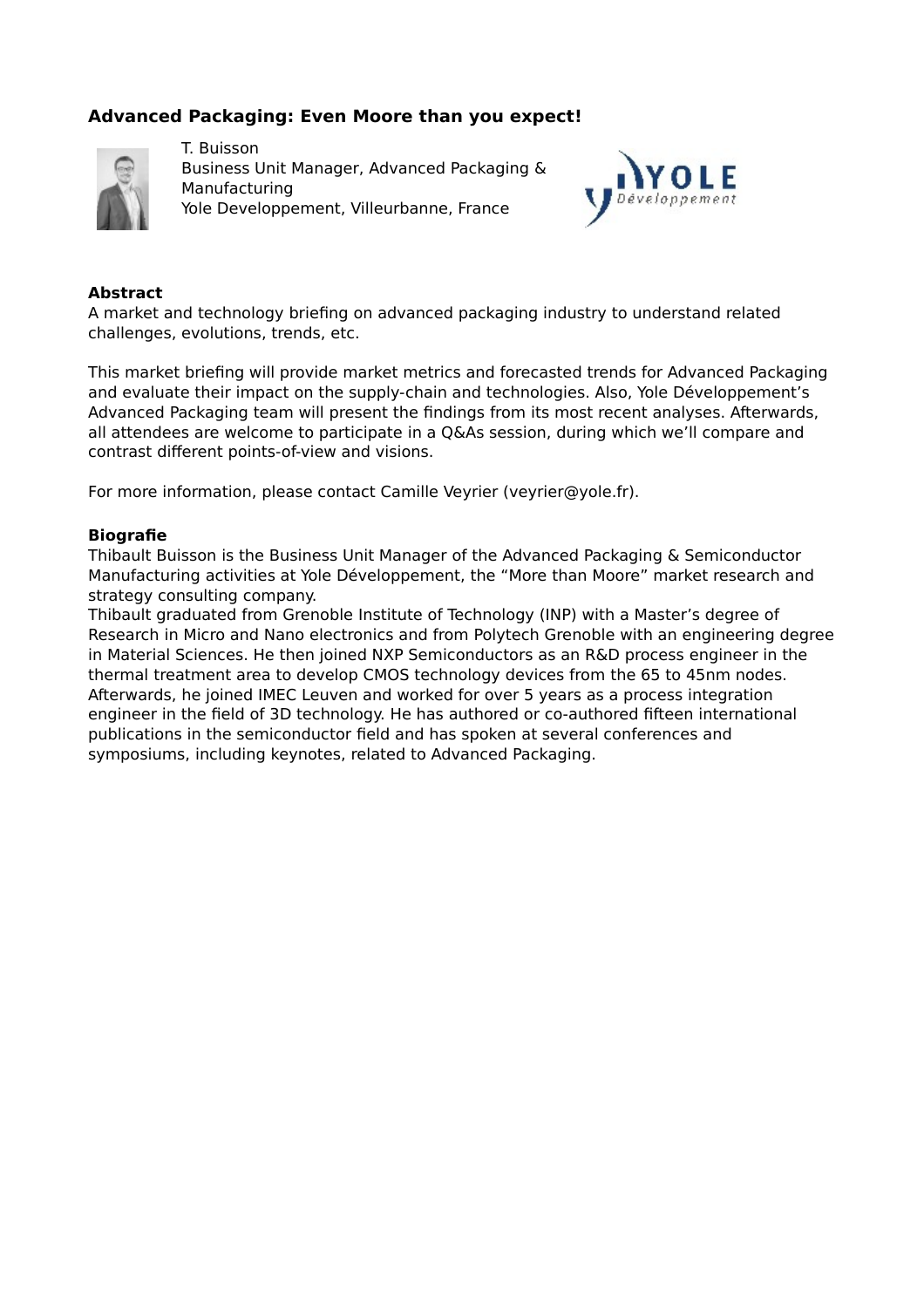## Advanced Packaging: Even Moore than you expect!

T. Buisson
Business Unit Manager, Advanced Packaging & Manufacturing
Yole Developpement, Villeurbanne, France

**Abstract**

A market and technology briefing on advanced packaging industry to understand related challenges, evolutions, trends, etc.

This market briefing will provide market metrics and forecasted trends for Advanced Packaging and evaluate their impact on the supply-chain and technologies. Also, Yole Développement's Advanced Packaging team will present the findings from its most recent analyses. Afterwards, all attendees are welcome to participate in a Q&As session, during which we'll compare and contrast different points-of-view and visions.

For more information, please contact Camille Veyrier (veyrier@yole.fr).

**Biografie**

Thibault Buisson is the Business Unit Manager of the Advanced Packaging & Semiconductor Manufacturing activities at Yole Développement, the "More than Moore" market research and strategy consulting company.
Thibault graduated from Grenoble Institute of Technology (INP) with a Master's degree of Research in Micro and Nano electronics and from Polytech Grenoble with an engineering degree in Material Sciences. He then joined NXP Semiconductors as an R&D process engineer in the thermal treatment area to develop CMOS technology devices from the 65 to 45nm nodes. Afterwards, he joined IMEC Leuven and worked for over 5 years as a process integration engineer in the field of 3D technology. He has authored or co-authored fifteen international publications in the semiconductor field and has spoken at several conferences and symposiums, including keynotes, related to Advanced Packaging.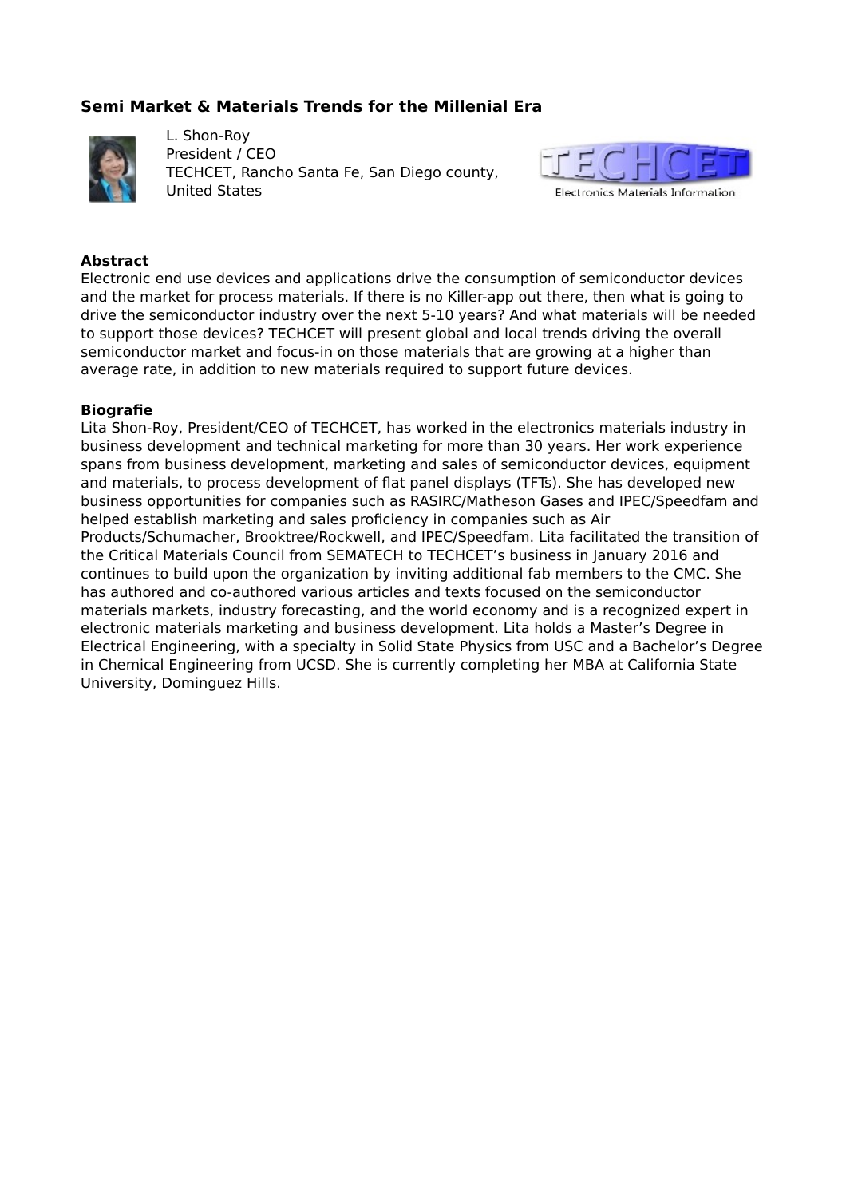## Semi Market & Materials Trends for the Millenial Era

L. Shon-Roy
President / CEO
TECHCET, Rancho Santa Fe, San Diego county, United States

**Abstract**

Electronic end use devices and applications drive the consumption of semiconductor devices and the market for process materials. If there is no Killer-app out there, then what is going to drive the semiconductor industry over the next 5-10 years? And what materials will be needed to support those devices? TECHCET will present global and local trends driving the overall semiconductor market and focus-in on those materials that are growing at a higher than average rate, in addition to new materials required to support future devices.

**Biografie**

Lita Shon-Roy, President/CEO of TECHCET, has worked in the electronics materials industry in business development and technical marketing for more than 30 years. Her work experience spans from business development, marketing and sales of semiconductor devices, equipment and materials, to process development of flat panel displays (TFTs). She has developed new business opportunities for companies such as RASIRC/Matheson Gases and IPEC/Speedfam and helped establish marketing and sales proficiency in companies such as Air Products/Schumacher, Brooktree/Rockwell, and IPEC/Speedfam. Lita facilitated the transition of the Critical Materials Council from SEMATECH to TECHCET's business in January 2016 and continues to build upon the organization by inviting additional fab members to the CMC. She has authored and co-authored various articles and texts focused on the semiconductor materials markets, industry forecasting, and the world economy and is a recognized expert in electronic materials marketing and business development. Lita holds a Master's Degree in Electrical Engineering, with a specialty in Solid State Physics from USC and a Bachelor's Degree in Chemical Engineering from UCSD. She is currently completing her MBA at California State University, Dominguez Hills.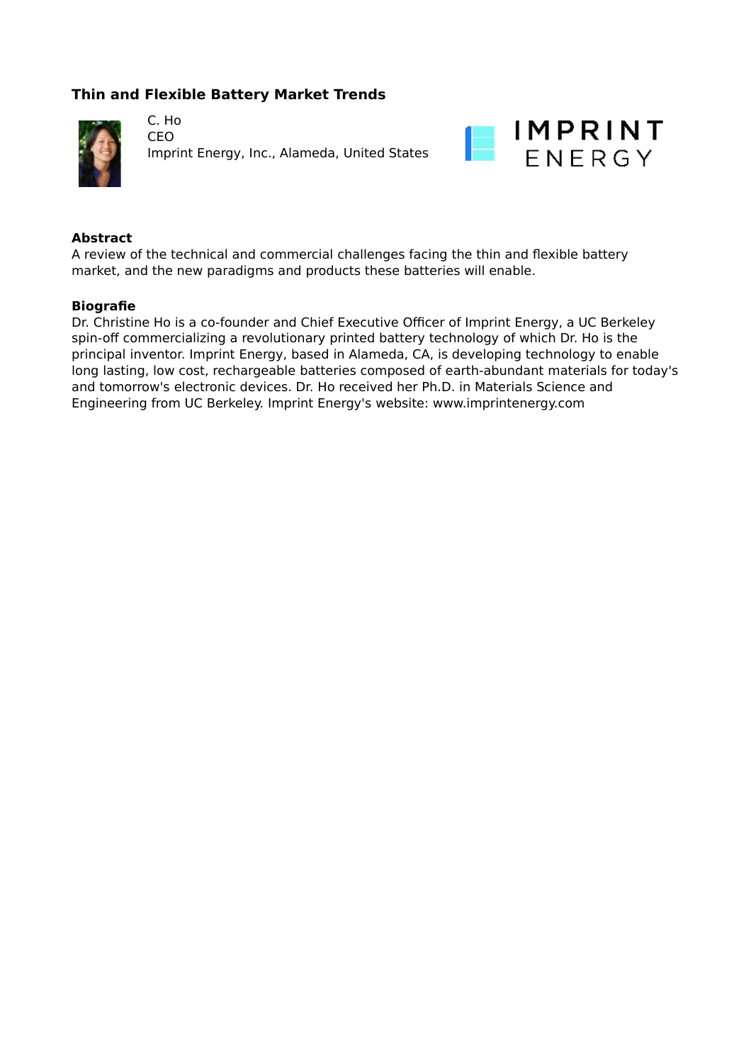## Thin and Flexible Battery Market Trends

C. Ho
CEO
Imprint Energy, Inc., Alameda, United States

IMPRINT ENERGY

### Abstract

A review of the technical and commercial challenges facing the thin and flexible battery market, and the new paradigms and products these batteries will enable.

### Biografie

Dr. Christine Ho is a co-founder and Chief Executive Officer of Imprint Energy, a UC Berkeley spin-off commercializing a revolutionary printed battery technology of which Dr. Ho is the principal inventor. Imprint Energy, based in Alameda, CA, is developing technology to enable long lasting, low cost, rechargeable batteries composed of earth-abundant materials for today's and tomorrow's electronic devices. Dr. Ho received her Ph.D. in Materials Science and Engineering from UC Berkeley. Imprint Energy's website: www.imprintenergy.com